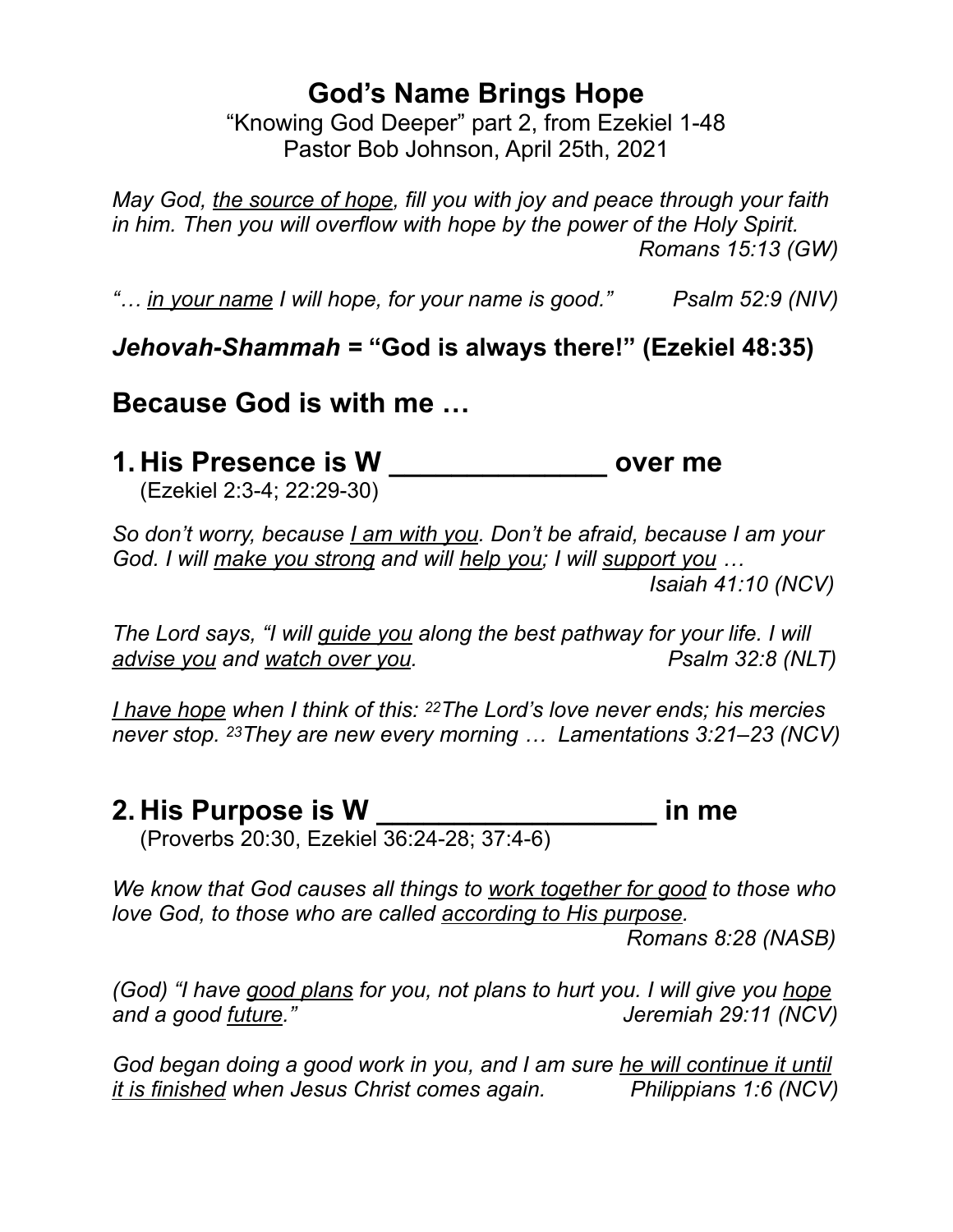# God's Name Brings Hope

"Knowing God Deeper" part 2, from Ezekiel 1-48
Pastor Bob Johnson, April 25th, 2021

*May God, <u>the source of hope</u>, fill you with joy and peace through your faith in him. Then you will overflow with hope by the power of the Holy Spirit.*
*Romans 15:13 (GW)*

*"… <u>in your name</u> I will hope, for your name is good."* *Psalm 52:9 (NIV)*

***Jehovah-Shammah* = "God is always there!" (Ezekiel 48:35)**

## Because God is with me …

## 1. His Presence is W ______________ over me

(Ezekiel 2:3-4; 22:29-30)

*So don't worry, because <u>I am with you</u>. Don't be afraid, because I am your God. I will <u>make you strong</u> and will <u>help you</u>; I will <u>support you</u> …*
*Isaiah 41:10 (NCV)*

*The Lord says, "I will <u>guide you</u> along the best pathway for your life. I will <u>advise you</u> and <u>watch over you</u>.* *Psalm 32:8 (NLT)*

*<u>I have hope</u> when I think of this: [22]The Lord's love never ends; his mercies never stop. [23]They are new every morning …* *Lamentations 3:21–23 (NCV)*

## 2. His Purpose is W _________________ in me

(Proverbs 20:30, Ezekiel 36:24-28; 37:4-6)

*We know that God causes all things to <u>work together for good</u> to those who love God, to those who are called <u>according to His purpose</u>.*
*Romans 8:28 (NASB)*

*(God) "I have <u>good plans</u> for you, not plans to hurt you. I will give you <u>hope</u> and a good <u>future</u>."* *Jeremiah 29:11 (NCV)*

*God began doing a good work in you, and I am sure <u>he will continue it until it is finished</u> when Jesus Christ comes again.* *Philippians 1:6 (NCV)*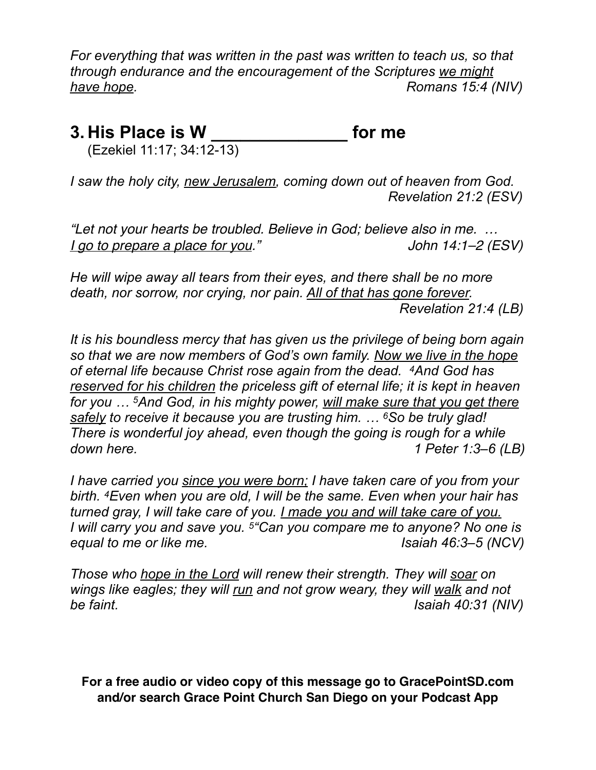*For everything that was written in the past was written to teach us, so that through endurance and the encouragement of the Scriptures <u>we might have hope</u>.* *Romans 15:4 (NIV)*

## 3. His Place is W _______________ for me

(Ezekiel 11:17; 34:12-13)

*I saw the holy city, <u>new Jerusalem</u>, coming down out of heaven from God.* *Revelation 21:2 (ESV)*

*"Let not your hearts be troubled. Believe in God; believe also in me. … <u>I go to prepare a place for you</u>."* *John 14:1–2 (ESV)*

*He will wipe away all tears from their eyes, and there shall be no more death, nor sorrow, nor crying, nor pain. <u>All of that has gone forever</u>.* *Revelation 21:4 (LB)*

*It is his boundless mercy that has given us the privilege of being born again so that we are now members of God's own family. <u>Now we live in the hope</u> of eternal life because Christ rose again from the dead. [4]And God has <u>reserved for his children</u> the priceless gift of eternal life; it is kept in heaven for you … [5]And God, in his mighty power, <u>will make sure that you get there safely</u> to receive it because you are trusting him. … [6]So be truly glad! There is wonderful joy ahead, even though the going is rough for a while down here.* *1 Peter 1:3–6 (LB)*

*I have carried you <u>since you were born;</u> I have taken care of you from your birth. [4]Even when you are old, I will be the same. Even when your hair has turned gray, I will take care of you. <u>I made you and will take care of you.</u> I will carry you and save you. [5]"Can you compare me to anyone? No one is equal to me or like me.* *Isaiah 46:3–5 (NCV)*

*Those who <u>hope in the Lord</u> will renew their strength. They will <u>soar</u> on wings like eagles; they will <u>run</u> and not grow weary, they will <u>walk</u> and not be faint.* *Isaiah 40:31 (NIV)*

**For a free audio or video copy of this message go to GracePointSD.com and/or search Grace Point Church San Diego on your Podcast App**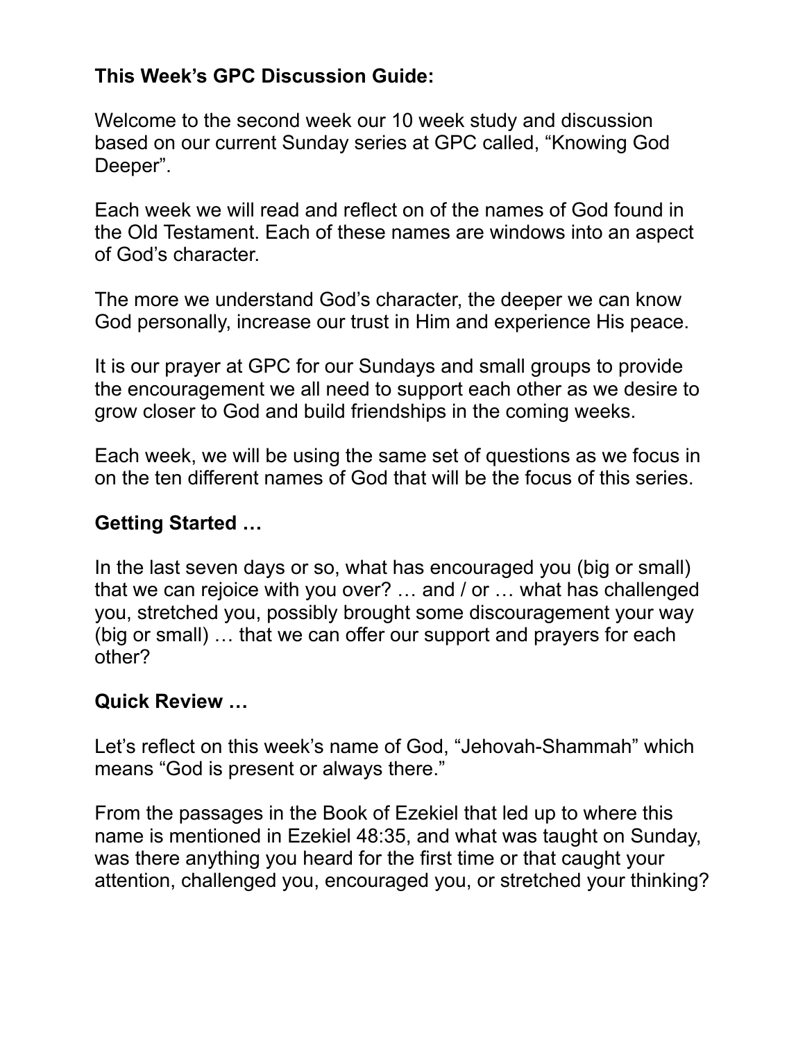**This Week's GPC Discussion Guide:**

Welcome to the second week our 10 week study and discussion based on our current Sunday series at GPC called, "Knowing God Deeper".

Each week we will read and reflect on of the names of God found in the Old Testament. Each of these names are windows into an aspect of God's character.

The more we understand God's character, the deeper we can know God personally, increase our trust in Him and experience His peace.

It is our prayer at GPC for our Sundays and small groups to provide the encouragement we all need to support each other as we desire to grow closer to God and build friendships in the coming weeks.

Each week, we will be using the same set of questions as we focus in on the ten different names of God that will be the focus of this series.

**Getting Started …**

In the last seven days or so, what has encouraged you (big or small) that we can rejoice with you over? … and / or … what has challenged you, stretched you, possibly brought some discouragement your way (big or small) … that we can offer our support and prayers for each other?

**Quick Review …**

Let's reflect on this week's name of God, "Jehovah-Shammah" which means "God is present or always there."

From the passages in the Book of Ezekiel that led up to where this name is mentioned in Ezekiel 48:35, and what was taught on Sunday, was there anything you heard for the first time or that caught your attention, challenged you, encouraged you, or stretched your thinking?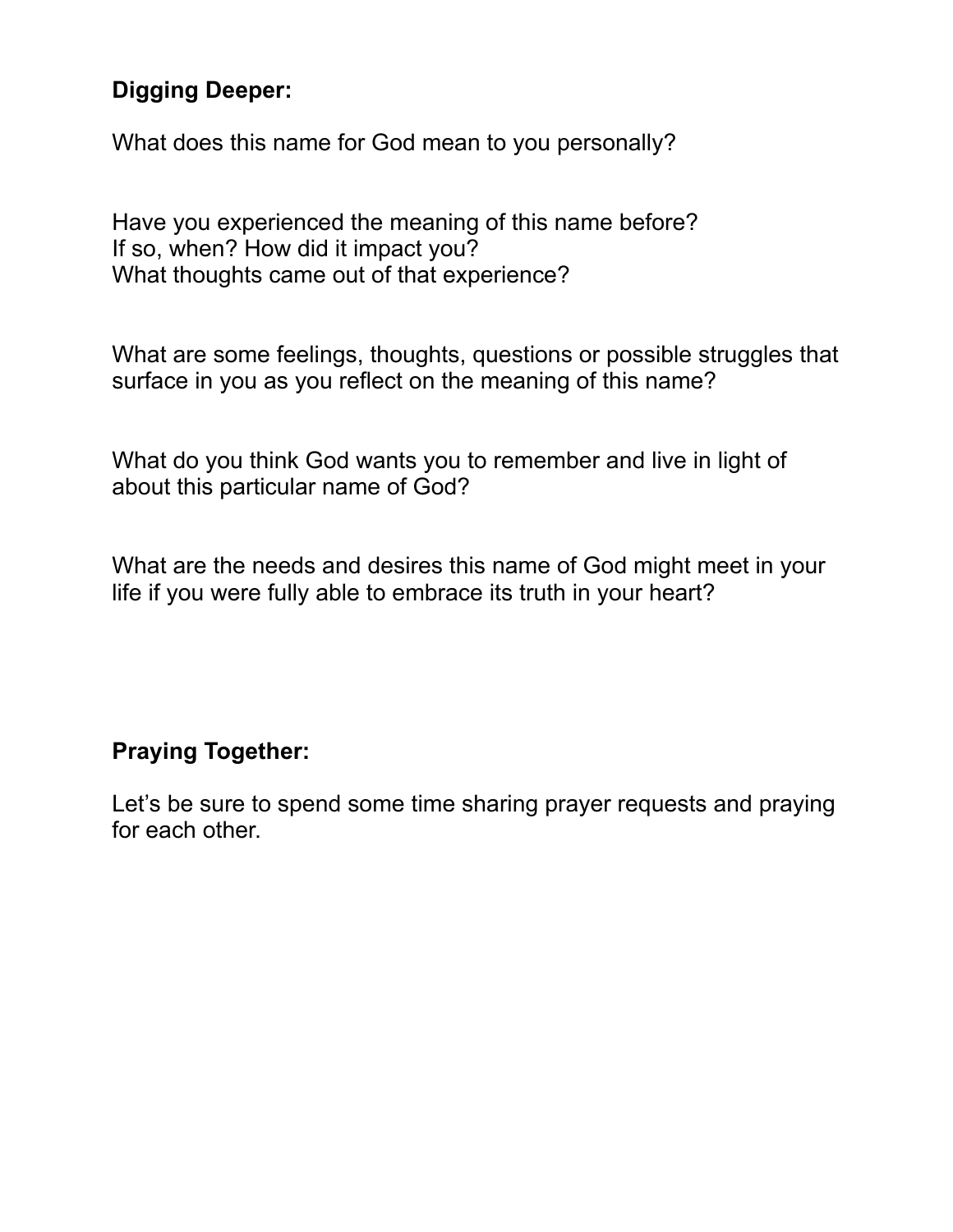**Digging Deeper:**

What does this name for God mean to you personally?

Have you experienced the meaning of this name before?
If so, when? How did it impact you?
What thoughts came out of that experience?

What are some feelings, thoughts, questions or possible struggles that surface in you as you reflect on the meaning of this name?

What do you think God wants you to remember and live in light of about this particular name of God?

What are the needs and desires this name of God might meet in your life if you were fully able to embrace its truth in your heart?

**Praying Together:**

Let's be sure to spend some time sharing prayer requests and praying for each other.